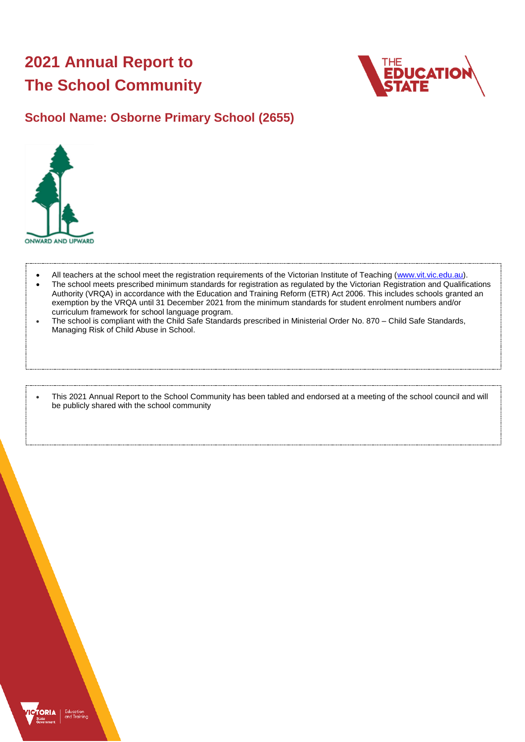# 2021 Annual Report to The School Community

## School Name: Osborne Primary School (2655)

ONWARD AND UPWARD

- All teachers at the school meet the registration requirements of the Victorian Institute of Teaching (www.vit.vic.edu.au).
- The school meets prescribed minimum standards for registration as regulated by the Victorian Registration and Qualifications Authority (VRQA) in accordance with the Education and Training Reform (ETR) Act 2006. This includes schools granted an exemption by the VRQA until 31 December 2021 from the minimum standards for student enrolment numbers and/or curriculum framework for school language program.
- The school is compliant with the Child Safe Standards prescribed in Ministerial Order No. 870 – Child Safe Standards, Managing Risk of Child Abuse in School.

- This 2021 Annual Report to the School Community has been tabled and endorsed at a meeting of the school council and will be publicly shared with the school community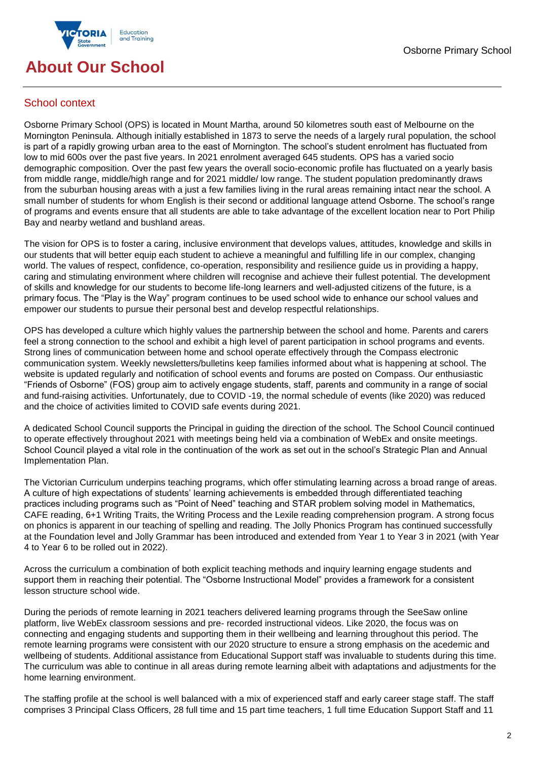# About Our School

## School context

Osborne Primary School (OPS) is located in Mount Martha, around 50 kilometres south east of Melbourne on the Mornington Peninsula. Although initially established in 1873 to serve the needs of a largely rural population, the school is part of a rapidly growing urban area to the east of Mornington. The school's student enrolment has fluctuated from low to mid 600s over the past five years. In 2021 enrolment averaged 645 students. OPS has a varied socio demographic composition. Over the past few years the overall socio-economic profile has fluctuated on a yearly basis from middle range, middle/high range and for 2021 middle/ low range. The student population predominantly draws from the suburban housing areas with a just a few families living in the rural areas remaining intact near the school. A small number of students for whom English is their second or additional language attend Osborne. The school's range of programs and events ensure that all students are able to take advantage of the excellent location near to Port Philip Bay and nearby wetland and bushland areas.

The vision for OPS is to foster a caring, inclusive environment that develops values, attitudes, knowledge and skills in our students that will better equip each student to achieve a meaningful and fulfilling life in our complex, changing world. The values of respect, confidence, co-operation, responsibility and resilience guide us in providing a happy, caring and stimulating environment where children will recognise and achieve their fullest potential. The development of skills and knowledge for our students to become life-long learners and well-adjusted citizens of the future, is a primary focus. The "Play is the Way" program continues to be used school wide to enhance our school values and empower our students to pursue their personal best and develop respectful relationships.

OPS has developed a culture which highly values the partnership between the school and home. Parents and carers feel a strong connection to the school and exhibit a high level of parent participation in school programs and events. Strong lines of communication between home and school operate effectively through the Compass electronic communication system. Weekly newsletters/bulletins keep families informed about what is happening at school. The website is updated regularly and notification of school events and forums are posted on Compass. Our enthusiastic "Friends of Osborne" (FOS) group aim to actively engage students, staff, parents and community in a range of social and fund-raising activities. Unfortunately, due to COVID -19, the normal schedule of events (like 2020) was reduced and the choice of activities limited to COVID safe events during 2021.

A dedicated School Council supports the Principal in guiding the direction of the school. The School Council continued to operate effectively throughout 2021 with meetings being held via a combination of WebEx and onsite meetings. School Council played a vital role in the continuation of the work as set out in the school's Strategic Plan and Annual Implementation Plan.

The Victorian Curriculum underpins teaching programs, which offer stimulating learning across a broad range of areas. A culture of high expectations of students' learning achievements is embedded through differentiated teaching practices including programs such as "Point of Need" teaching and STAR problem solving model in Mathematics, CAFE reading, 6+1 Writing Traits, the Writing Process and the Lexile reading comprehension program. A strong focus on phonics is apparent in our teaching of spelling and reading. The Jolly Phonics Program has continued successfully at the Foundation level and Jolly Grammar has been introduced and extended from Year 1 to Year 3 in 2021 (with Year 4 to Year 6 to be rolled out in 2022).

Across the curriculum a combination of both explicit teaching methods and inquiry learning engage students and support them in reaching their potential. The "Osborne Instructional Model" provides a framework for a consistent lesson structure school wide.

During the periods of remote learning in 2021 teachers delivered learning programs through the SeeSaw online platform, live WebEx classroom sessions and pre- recorded instructional videos. Like 2020, the focus was on connecting and engaging students and supporting them in their wellbeing and learning throughout this period. The remote learning programs were consistent with our 2020 structure to ensure a strong emphasis on the acedemic and wellbeing of students. Additional assistance from Educational Support staff was invaluable to students during this time. The curriculum was able to continue in all areas during remote learning albeit with adaptations and adjustments for the home learning environment.

The staffing profile at the school is well balanced with a mix of experienced staff and early career stage staff. The staff comprises 3 Principal Class Officers, 28 full time and 15 part time teachers, 1 full time Education Support Staff and 11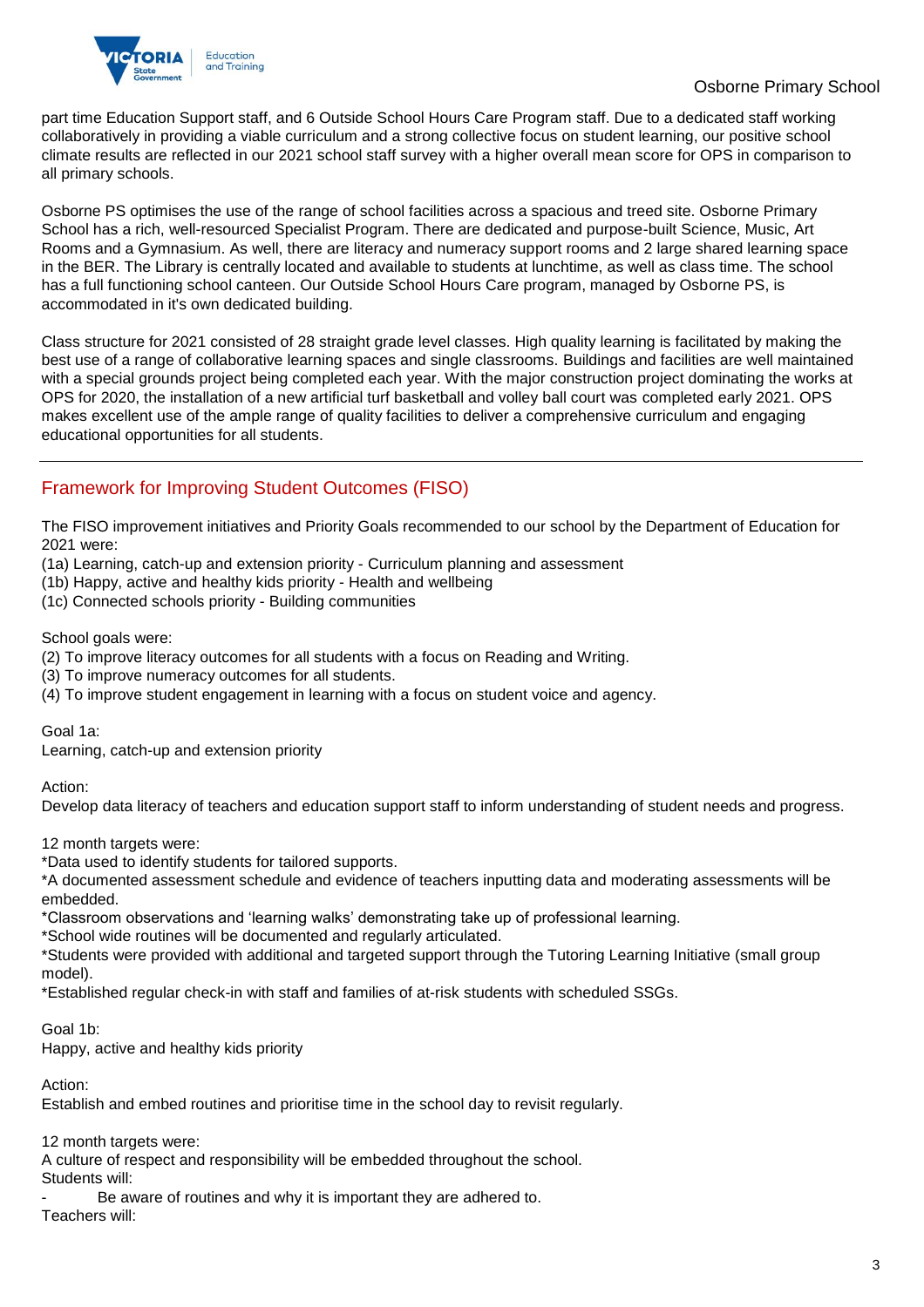part time Education Support staff, and 6 Outside School Hours Care Program staff. Due to a dedicated staff working collaboratively in providing a viable curriculum and a strong collective focus on student learning, our positive school climate results are reflected in our 2021 school staff survey with a higher overall mean score for OPS in comparison to all primary schools.

Osborne PS optimises the use of the range of school facilities across a spacious and treed site. Osborne Primary School has a rich, well-resourced Specialist Program. There are dedicated and purpose-built Science, Music, Art Rooms and a Gymnasium. As well, there are literacy and numeracy support rooms and 2 large shared learning space in the BER. The Library is centrally located and available to students at lunchtime, as well as class time. The school has a full functioning school canteen. Our Outside School Hours Care program, managed by Osborne PS, is accommodated in it's own dedicated building.

Class structure for 2021 consisted of 28 straight grade level classes. High quality learning is facilitated by making the best use of a range of collaborative learning spaces and single classrooms. Buildings and facilities are well maintained with a special grounds project being completed each year. With the major construction project dominating the works at OPS for 2020, the installation of a new artificial turf basketball and volley ball court was completed early 2021. OPS makes excellent use of the ample range of quality facilities to deliver a comprehensive curriculum and engaging educational opportunities for all students.

---

## Framework for Improving Student Outcomes (FISO)

The FISO improvement initiatives and Priority Goals recommended to our school by the Department of Education for 2021 were:
(1a) Learning, catch-up and extension priority - Curriculum planning and assessment
(1b) Happy, active and healthy kids priority - Health and wellbeing
(1c) Connected schools priority - Building communities

School goals were:
(2) To improve literacy outcomes for all students with a focus on Reading and Writing.
(3) To improve numeracy outcomes for all students.
(4) To improve student engagement in learning with a focus on student voice and agency.

Goal 1a:
Learning, catch-up and extension priority

Action:
Develop data literacy of teachers and education support staff to inform understanding of student needs and progress.

12 month targets were:
*Data used to identify students for tailored supports.
*A documented assessment schedule and evidence of teachers inputting data and moderating assessments will be embedded.
*Classroom observations and 'learning walks' demonstrating take up of professional learning.
*School wide routines will be documented and regularly articulated.
*Students were provided with additional and targeted support through the Tutoring Learning Initiative (small group model).
*Established regular check-in with staff and families of at-risk students with scheduled SSGs.

Goal 1b:
Happy, active and healthy kids priority

Action:
Establish and embed routines and prioritise time in the school day to revisit regularly.

12 month targets were:
A culture of respect and responsibility will be embedded throughout the school.
Students will:
- Be aware of routines and why it is important they are adhered to.

Teachers will: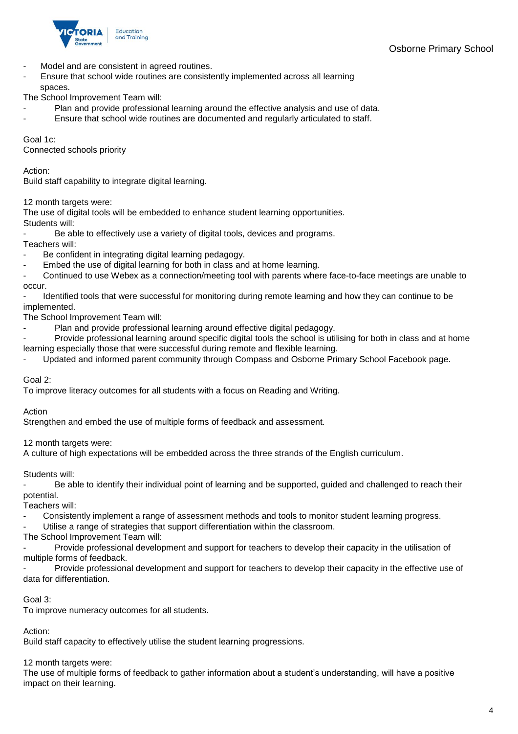- Model and are consistent in agreed routines.
- Ensure that school wide routines are consistently implemented across all learning spaces.

The School Improvement Team will:

- Plan and provide professional learning around the effective analysis and use of data.
- Ensure that school wide routines are documented and regularly articulated to staff.

Goal 1c:
Connected schools priority

Action:
Build staff capability to integrate digital learning.

12 month targets were:
The use of digital tools will be embedded to enhance student learning opportunities.
Students will:

- Be able to effectively use a variety of digital tools, devices and programs.

Teachers will:

- Be confident in integrating digital learning pedagogy.
- Embed the use of digital learning for both in class and at home learning.
- Continued to use Webex as a connection/meeting tool with parents where face-to-face meetings are unable to occur.
- Identified tools that were successful for monitoring during remote learning and how they can continue to be implemented.

The School Improvement Team will:

- Plan and provide professional learning around effective digital pedagogy.
- Provide professional learning around specific digital tools the school is utilising for both in class and at home learning especially those that were successful during remote and flexible learning.
- Updated and informed parent community through Compass and Osborne Primary School Facebook page.

Goal 2:
To improve literacy outcomes for all students with a focus on Reading and Writing.

Action
Strengthen and embed the use of multiple forms of feedback and assessment.

12 month targets were:
A culture of high expectations will be embedded across the three strands of the English curriculum.

Students will:

- Be able to identify their individual point of learning and be supported, guided and challenged to reach their potential.

Teachers will:

- Consistently implement a range of assessment methods and tools to monitor student learning progress.
- Utilise a range of strategies that support differentiation within the classroom.

The School Improvement Team will:

- Provide professional development and support for teachers to develop their capacity in the utilisation of multiple forms of feedback.
- Provide professional development and support for teachers to develop their capacity in the effective use of data for differentiation.

Goal 3:
To improve numeracy outcomes for all students.

Action:
Build staff capacity to effectively utilise the student learning progressions.

12 month targets were:
The use of multiple forms of feedback to gather information about a student's understanding, will have a positive impact on their learning.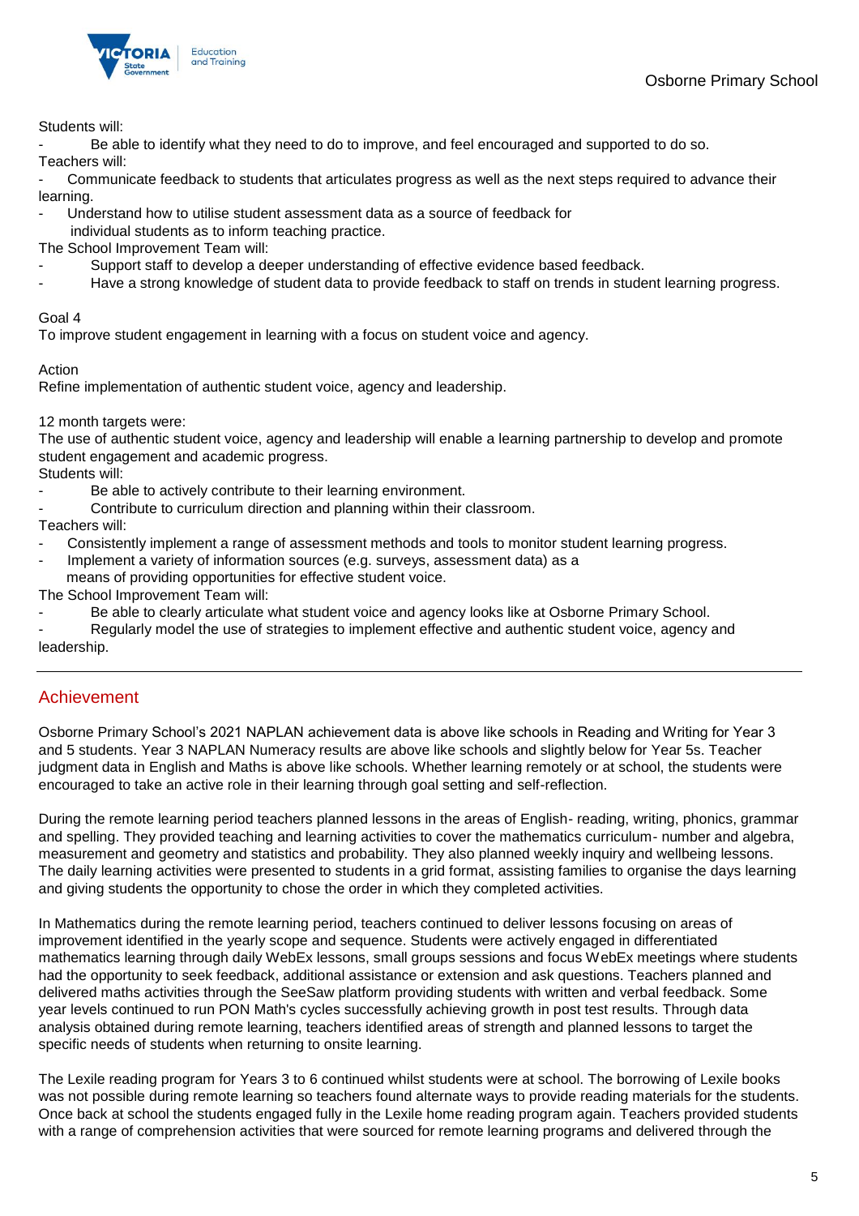Students will:

- Be able to identify what they need to do to improve, and feel encouraged and supported to do so.

Teachers will:

- Communicate feedback to students that articulates progress as well as the next steps required to advance their learning.
- Understand how to utilise student assessment data as a source of feedback for individual students as to inform teaching practice.

The School Improvement Team will:

- Support staff to develop a deeper understanding of effective evidence based feedback.
- Have a strong knowledge of student data to provide feedback to staff on trends in student learning progress.

Goal 4

To improve student engagement in learning with a focus on student voice and agency.

Action

Refine implementation of authentic student voice, agency and leadership.

12 month targets were:

The use of authentic student voice, agency and leadership will enable a learning partnership to develop and promote student engagement and academic progress.

Students will:

- Be able to actively contribute to their learning environment.
- Contribute to curriculum direction and planning within their classroom.

Teachers will:

- Consistently implement a range of assessment methods and tools to monitor student learning progress.
- Implement a variety of information sources (e.g. surveys, assessment data) as a means of providing opportunities for effective student voice.

The School Improvement Team will:

- Be able to clearly articulate what student voice and agency looks like at Osborne Primary School.
- Regularly model the use of strategies to implement effective and authentic student voice, agency and leadership.

---

## Achievement

Osborne Primary School's 2021 NAPLAN achievement data is above like schools in Reading and Writing for Year 3 and 5 students. Year 3 NAPLAN Numeracy results are above like schools and slightly below for Year 5s. Teacher judgment data in English and Maths is above like schools. Whether learning remotely or at school, the students were encouraged to take an active role in their learning through goal setting and self-reflection.

During the remote learning period teachers planned lessons in the areas of English- reading, writing, phonics, grammar and spelling. They provided teaching and learning activities to cover the mathematics curriculum- number and algebra, measurement and geometry and statistics and probability. They also planned weekly inquiry and wellbeing lessons. The daily learning activities were presented to students in a grid format, assisting families to organise the days learning and giving students the opportunity to chose the order in which they completed activities.

In Mathematics during the remote learning period, teachers continued to deliver lessons focusing on areas of improvement identified in the yearly scope and sequence. Students were actively engaged in differentiated mathematics learning through daily WebEx lessons, small groups sessions and focus WebEx meetings where students had the opportunity to seek feedback, additional assistance or extension and ask questions. Teachers planned and delivered maths activities through the SeeSaw platform providing students with written and verbal feedback. Some year levels continued to run PON Math's cycles successfully achieving growth in post test results. Through data analysis obtained during remote learning, teachers identified areas of strength and planned lessons to target the specific needs of students when returning to onsite learning.

The Lexile reading program for Years 3 to 6 continued whilst students were at school. The borrowing of Lexile books was not possible during remote learning so teachers found alternate ways to provide reading materials for the students. Once back at school the students engaged fully in the Lexile home reading program again. Teachers provided students with a range of comprehension activities that were sourced for remote learning programs and delivered through the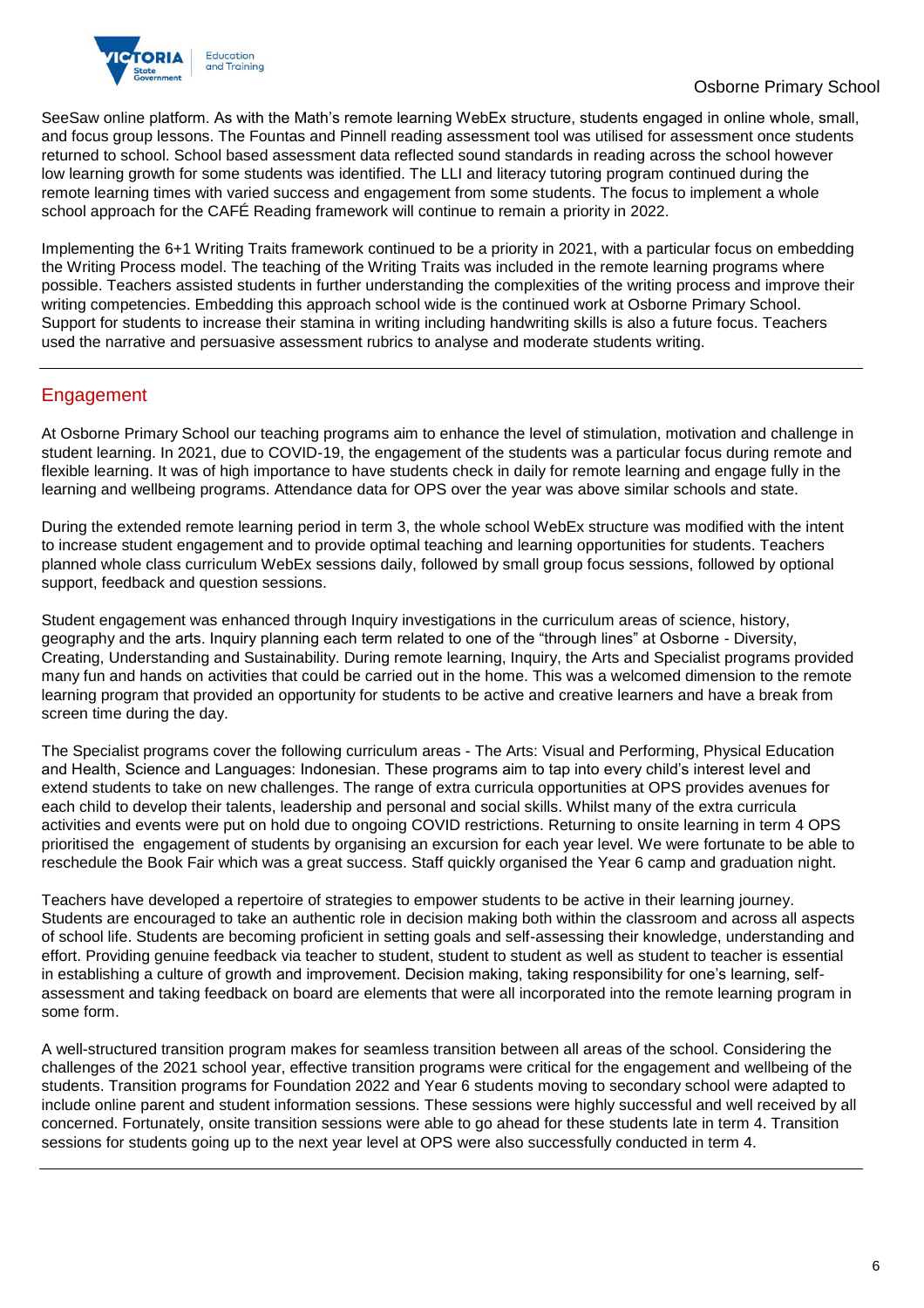SeeSaw online platform. As with the Math's remote learning WebEx structure, students engaged in online whole, small, and focus group lessons. The Fountas and Pinnell reading assessment tool was utilised for assessment once students returned to school. School based assessment data reflected sound standards in reading across the school however low learning growth for some students was identified. The LLI and literacy tutoring program continued during the remote learning times with varied success and engagement from some students. The focus to implement a whole school approach for the CAFÉ Reading framework will continue to remain a priority in 2022.

Implementing the 6+1 Writing Traits framework continued to be a priority in 2021, with a particular focus on embedding the Writing Process model. The teaching of the Writing Traits was included in the remote learning programs where possible. Teachers assisted students in further understanding the complexities of the writing process and improve their writing competencies. Embedding this approach school wide is the continued work at Osborne Primary School. Support for students to increase their stamina in writing including handwriting skills is also a future focus. Teachers used the narrative and persuasive assessment rubrics to analyse and moderate students writing.

## Engagement

At Osborne Primary School our teaching programs aim to enhance the level of stimulation, motivation and challenge in student learning. In 2021, due to COVID-19, the engagement of the students was a particular focus during remote and flexible learning. It was of high importance to have students check in daily for remote learning and engage fully in the learning and wellbeing programs. Attendance data for OPS over the year was above similar schools and state.

During the extended remote learning period in term 3, the whole school WebEx structure was modified with the intent to increase student engagement and to provide optimal teaching and learning opportunities for students. Teachers planned whole class curriculum WebEx sessions daily, followed by small group focus sessions, followed by optional support, feedback and question sessions.

Student engagement was enhanced through Inquiry investigations in the curriculum areas of science, history, geography and the arts. Inquiry planning each term related to one of the "through lines" at Osborne - Diversity, Creating, Understanding and Sustainability. During remote learning, Inquiry, the Arts and Specialist programs provided many fun and hands on activities that could be carried out in the home. This was a welcomed dimension to the remote learning program that provided an opportunity for students to be active and creative learners and have a break from screen time during the day.

The Specialist programs cover the following curriculum areas - The Arts: Visual and Performing, Physical Education and Health, Science and Languages: Indonesian. These programs aim to tap into every child's interest level and extend students to take on new challenges. The range of extra curricula opportunities at OPS provides avenues for each child to develop their talents, leadership and personal and social skills. Whilst many of the extra curricula activities and events were put on hold due to ongoing COVID restrictions. Returning to onsite learning in term 4 OPS prioritised the engagement of students by organising an excursion for each year level. We were fortunate to be able to reschedule the Book Fair which was a great success. Staff quickly organised the Year 6 camp and graduation night.

Teachers have developed a repertoire of strategies to empower students to be active in their learning journey. Students are encouraged to take an authentic role in decision making both within the classroom and across all aspects of school life. Students are becoming proficient in setting goals and self-assessing their knowledge, understanding and effort. Providing genuine feedback via teacher to student, student to student as well as student to teacher is essential in establishing a culture of growth and improvement. Decision making, taking responsibility for one's learning, self-assessment and taking feedback on board are elements that were all incorporated into the remote learning program in some form.

A well-structured transition program makes for seamless transition between all areas of the school. Considering the challenges of the 2021 school year, effective transition programs were critical for the engagement and wellbeing of the students. Transition programs for Foundation 2022 and Year 6 students moving to secondary school were adapted to include online parent and student information sessions. These sessions were highly successful and well received by all concerned. Fortunately, onsite transition sessions were able to go ahead for these students late in term 4. Transition sessions for students going up to the next year level at OPS were also successfully conducted in term 4.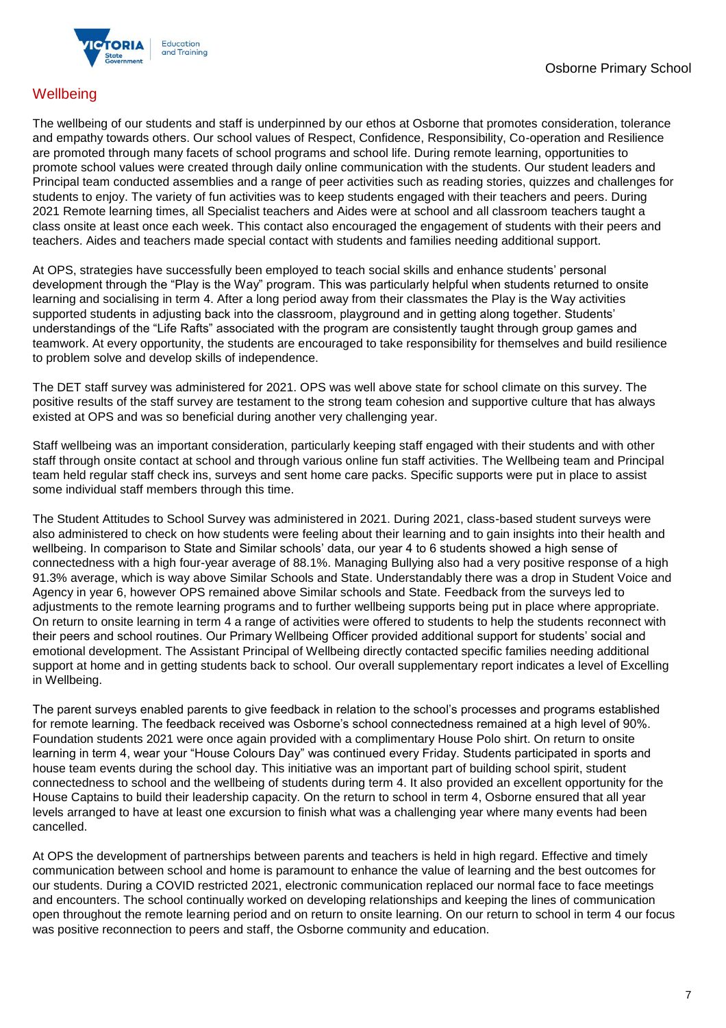## Wellbeing

The wellbeing of our students and staff is underpinned by our ethos at Osborne that promotes consideration, tolerance and empathy towards others. Our school values of Respect, Confidence, Responsibility, Co-operation and Resilience are promoted through many facets of school programs and school life. During remote learning, opportunities to promote school values were created through daily online communication with the students. Our student leaders and Principal team conducted assemblies and a range of peer activities such as reading stories, quizzes and challenges for students to enjoy. The variety of fun activities was to keep students engaged with their teachers and peers. During 2021 Remote learning times, all Specialist teachers and Aides were at school and all classroom teachers taught a class onsite at least once each week. This contact also encouraged the engagement of students with their peers and teachers. Aides and teachers made special contact with students and families needing additional support.

At OPS, strategies have successfully been employed to teach social skills and enhance students' personal development through the "Play is the Way" program. This was particularly helpful when students returned to onsite learning and socialising in term 4. After a long period away from their classmates the Play is the Way activities supported students in adjusting back into the classroom, playground and in getting along together. Students' understandings of the "Life Rafts" associated with the program are consistently taught through group games and teamwork. At every opportunity, the students are encouraged to take responsibility for themselves and build resilience to problem solve and develop skills of independence.

The DET staff survey was administered for 2021. OPS was well above state for school climate on this survey. The positive results of the staff survey are testament to the strong team cohesion and supportive culture that has always existed at OPS and was so beneficial during another very challenging year.

Staff wellbeing was an important consideration, particularly keeping staff engaged with their students and with other staff through onsite contact at school and through various online fun staff activities. The Wellbeing team and Principal team held regular staff check ins, surveys and sent home care packs. Specific supports were put in place to assist some individual staff members through this time.

The Student Attitudes to School Survey was administered in 2021. During 2021, class-based student surveys were also administered to check on how students were feeling about their learning and to gain insights into their health and wellbeing. In comparison to State and Similar schools' data, our year 4 to 6 students showed a high sense of connectedness with a high four-year average of 88.1%. Managing Bullying also had a very positive response of a high 91.3% average, which is way above Similar Schools and State. Understandably there was a drop in Student Voice and Agency in year 6, however OPS remained above Similar schools and State. Feedback from the surveys led to adjustments to the remote learning programs and to further wellbeing supports being put in place where appropriate. On return to onsite learning in term 4 a range of activities were offered to students to help the students reconnect with their peers and school routines. Our Primary Wellbeing Officer provided additional support for students' social and emotional development. The Assistant Principal of Wellbeing directly contacted specific families needing additional support at home and in getting students back to school. Our overall supplementary report indicates a level of Excelling in Wellbeing.

The parent surveys enabled parents to give feedback in relation to the school's processes and programs established for remote learning. The feedback received was Osborne's school connectedness remained at a high level of 90%. Foundation students 2021 were once again provided with a complimentary House Polo shirt. On return to onsite learning in term 4, wear your "House Colours Day" was continued every Friday. Students participated in sports and house team events during the school day. This initiative was an important part of building school spirit, student connectedness to school and the wellbeing of students during term 4. It also provided an excellent opportunity for the House Captains to build their leadership capacity. On the return to school in term 4, Osborne ensured that all year levels arranged to have at least one excursion to finish what was a challenging year where many events had been cancelled.

At OPS the development of partnerships between parents and teachers is held in high regard. Effective and timely communication between school and home is paramount to enhance the value of learning and the best outcomes for our students. During a COVID restricted 2021, electronic communication replaced our normal face to face meetings and encounters. The school continually worked on developing relationships and keeping the lines of communication open throughout the remote learning period and on return to onsite learning. On our return to school in term 4 our focus was positive reconnection to peers and staff, the Osborne community and education.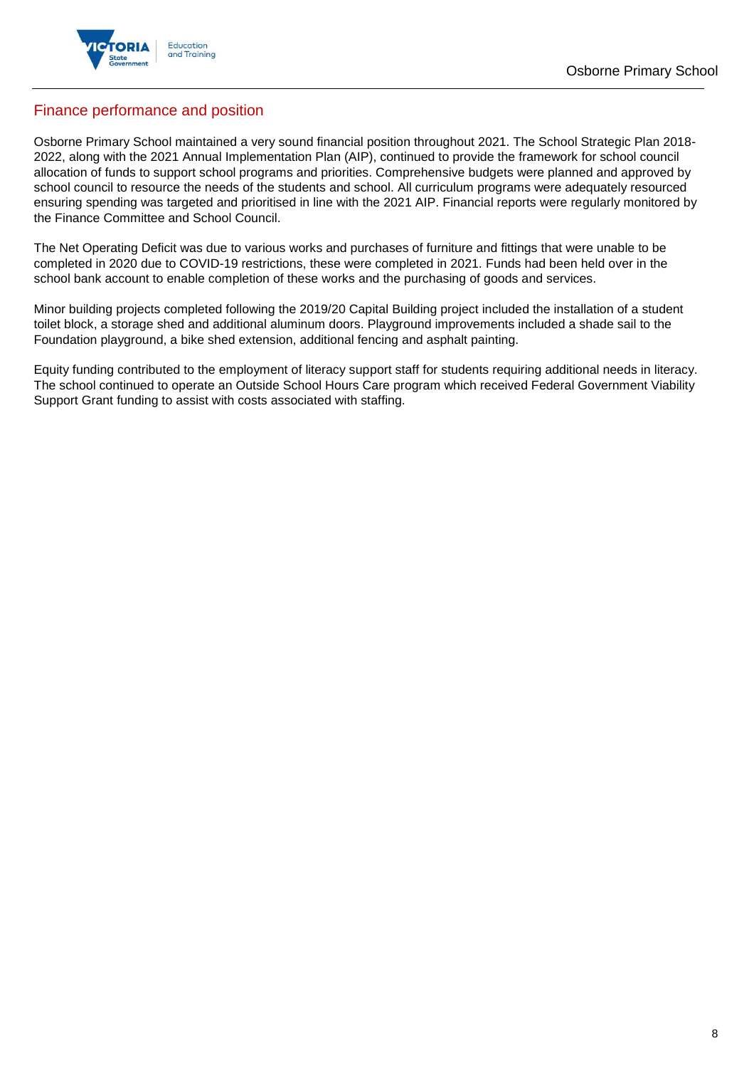## Finance performance and position

Osborne Primary School maintained a very sound financial position throughout 2021. The School Strategic Plan 2018-2022, along with the 2021 Annual Implementation Plan (AIP), continued to provide the framework for school council allocation of funds to support school programs and priorities. Comprehensive budgets were planned and approved by school council to resource the needs of the students and school. All curriculum programs were adequately resourced ensuring spending was targeted and prioritised in line with the 2021 AIP. Financial reports were regularly monitored by the Finance Committee and School Council.

The Net Operating Deficit was due to various works and purchases of furniture and fittings that were unable to be completed in 2020 due to COVID-19 restrictions, these were completed in 2021. Funds had been held over in the school bank account to enable completion of these works and the purchasing of goods and services.

Minor building projects completed following the 2019/20 Capital Building project included the installation of a student toilet block, a storage shed and additional aluminum doors. Playground improvements included a shade sail to the Foundation playground, a bike shed extension, additional fencing and asphalt painting.

Equity funding contributed to the employment of literacy support staff for students requiring additional needs in literacy. The school continued to operate an Outside School Hours Care program which received Federal Government Viability Support Grant funding to assist with costs associated with staffing.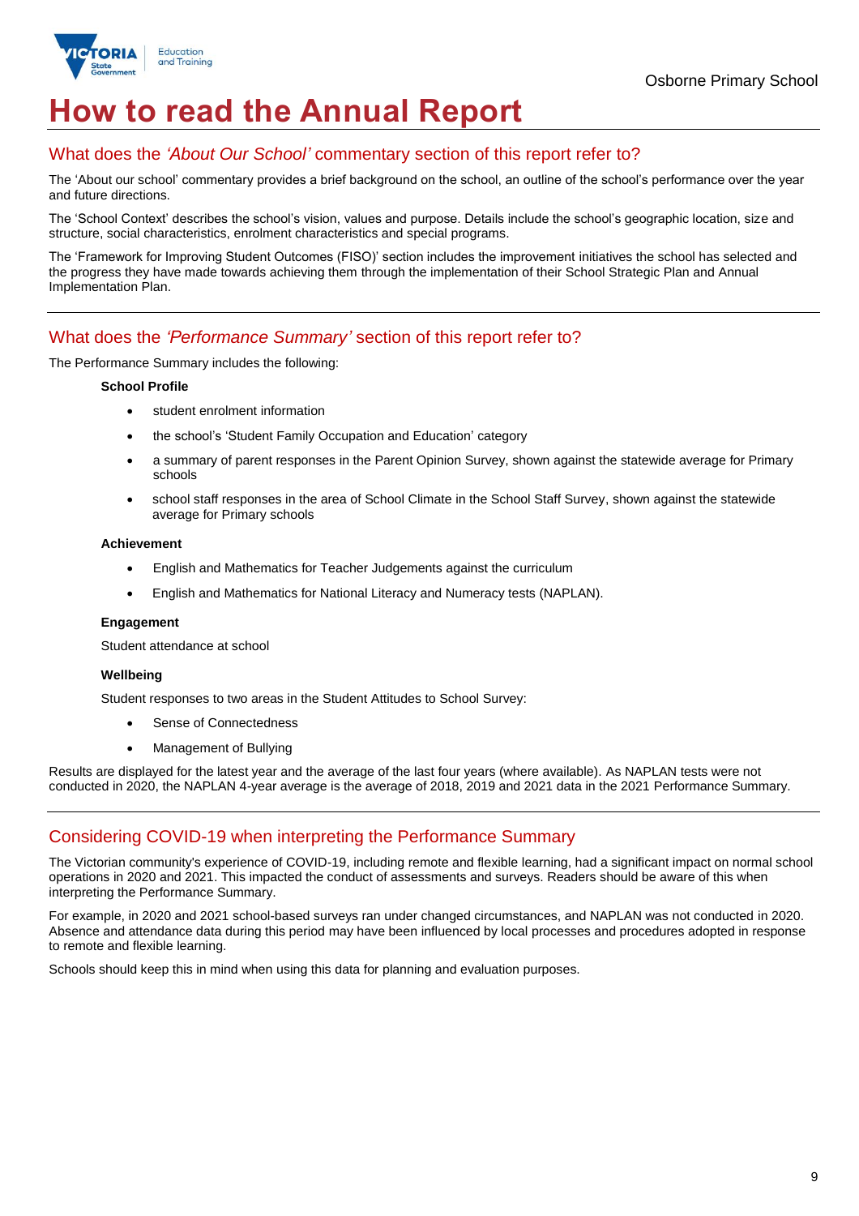# How to read the Annual Report

## What does the *'About Our School'* commentary section of this report refer to?

The 'About our school' commentary provides a brief background on the school, an outline of the school's performance over the year and future directions.

The 'School Context' describes the school's vision, values and purpose. Details include the school's geographic location, size and structure, social characteristics, enrolment characteristics and special programs.

The 'Framework for Improving Student Outcomes (FISO)' section includes the improvement initiatives the school has selected and the progress they have made towards achieving them through the implementation of their School Strategic Plan and Annual Implementation Plan.

## What does the *'Performance Summary'* section of this report refer to?

The Performance Summary includes the following:

**School Profile**

- student enrolment information
- the school's 'Student Family Occupation and Education' category
- a summary of parent responses in the Parent Opinion Survey, shown against the statewide average for Primary schools
- school staff responses in the area of School Climate in the School Staff Survey, shown against the statewide average for Primary schools

**Achievement**

- English and Mathematics for Teacher Judgements against the curriculum
- English and Mathematics for National Literacy and Numeracy tests (NAPLAN).

**Engagement**

Student attendance at school

**Wellbeing**

Student responses to two areas in the Student Attitudes to School Survey:

- Sense of Connectedness
- Management of Bullying

Results are displayed for the latest year and the average of the last four years (where available). As NAPLAN tests were not conducted in 2020, the NAPLAN 4-year average is the average of 2018, 2019 and 2021 data in the 2021 Performance Summary.

## Considering COVID-19 when interpreting the Performance Summary

The Victorian community's experience of COVID-19, including remote and flexible learning, had a significant impact on normal school operations in 2020 and 2021. This impacted the conduct of assessments and surveys. Readers should be aware of this when interpreting the Performance Summary.

For example, in 2020 and 2021 school-based surveys ran under changed circumstances, and NAPLAN was not conducted in 2020. Absence and attendance data during this period may have been influenced by local processes and procedures adopted in response to remote and flexible learning.

Schools should keep this in mind when using this data for planning and evaluation purposes.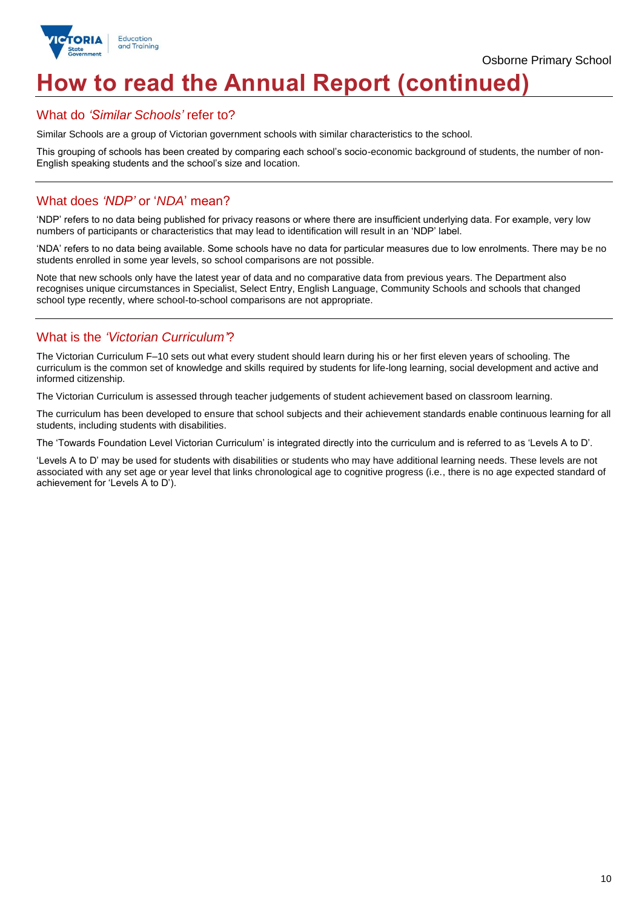# How to read the Annual Report (continued)

## What do *'Similar Schools'* refer to?

Similar Schools are a group of Victorian government schools with similar characteristics to the school.

This grouping of schools has been created by comparing each school's socio-economic background of students, the number of non-English speaking students and the school's size and location.

## What does *'NDP'* or '*NDA*' mean?

'NDP' refers to no data being published for privacy reasons or where there are insufficient underlying data. For example, very low numbers of participants or characteristics that may lead to identification will result in an 'NDP' label.

'NDA' refers to no data being available. Some schools have no data for particular measures due to low enrolments. There may be no students enrolled in some year levels, so school comparisons are not possible.

Note that new schools only have the latest year of data and no comparative data from previous years. The Department also recognises unique circumstances in Specialist, Select Entry, English Language, Community Schools and schools that changed school type recently, where school-to-school comparisons are not appropriate.

## What is the *'Victorian Curriculum'*?

The Victorian Curriculum F–10 sets out what every student should learn during his or her first eleven years of schooling. The curriculum is the common set of knowledge and skills required by students for life-long learning, social development and active and informed citizenship.

The Victorian Curriculum is assessed through teacher judgements of student achievement based on classroom learning.

The curriculum has been developed to ensure that school subjects and their achievement standards enable continuous learning for all students, including students with disabilities.

The 'Towards Foundation Level Victorian Curriculum' is integrated directly into the curriculum and is referred to as 'Levels A to D'.

'Levels A to D' may be used for students with disabilities or students who may have additional learning needs. These levels are not associated with any set age or year level that links chronological age to cognitive progress (i.e., there is no age expected standard of achievement for 'Levels A to D').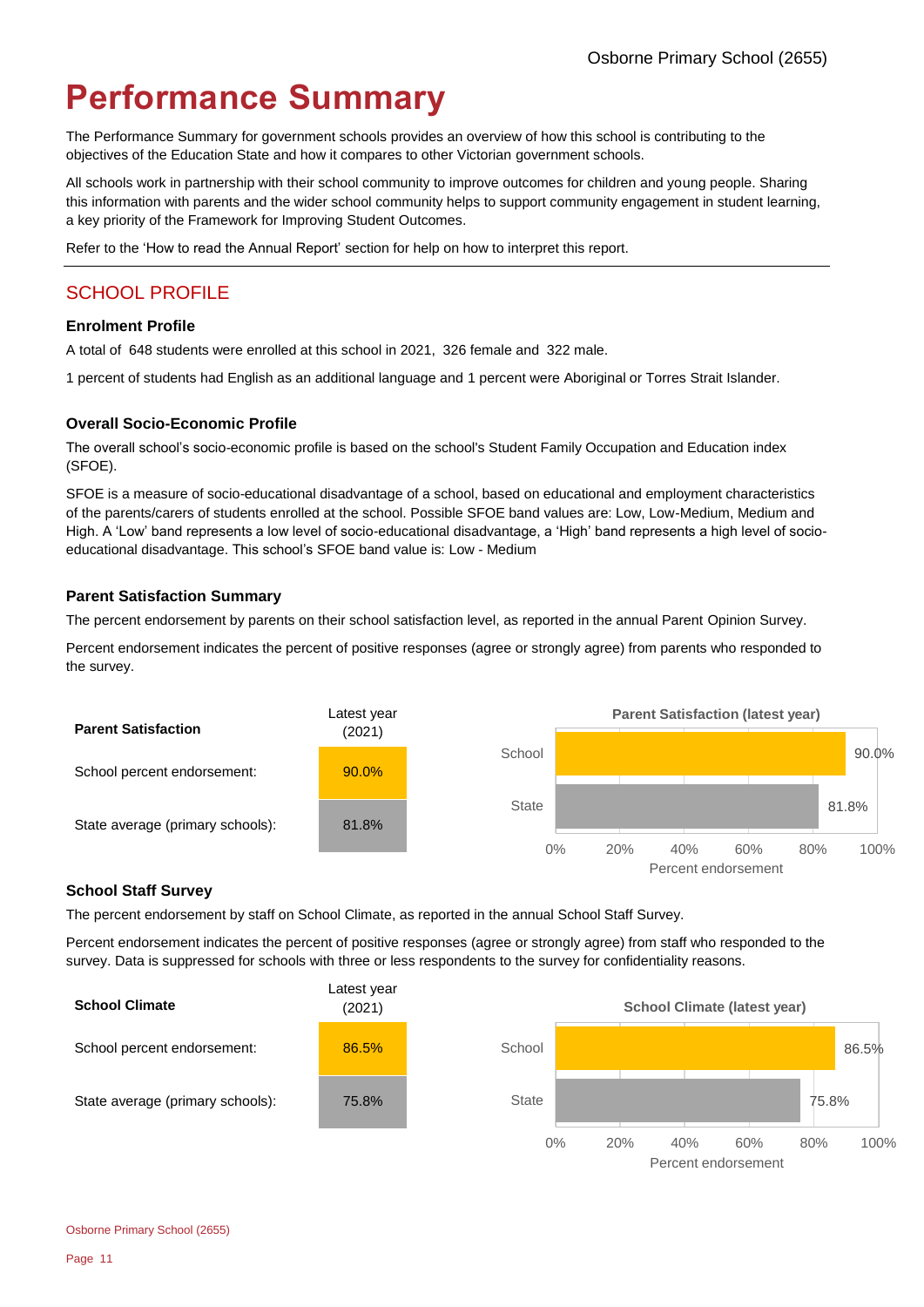# Performance Summary

The Performance Summary for government schools provides an overview of how this school is contributing to the objectives of the Education State and how it compares to other Victorian government schools.

All schools work in partnership with their school community to improve outcomes for children and young people. Sharing this information with parents and the wider school community helps to support community engagement in student learning, a key priority of the Framework for Improving Student Outcomes.

Refer to the 'How to read the Annual Report' section for help on how to interpret this report.

## SCHOOL PROFILE

### Enrolment Profile

A total of 648 students were enrolled at this school in 2021, 326 female and 322 male.

1 percent of students had English as an additional language and 1 percent were Aboriginal or Torres Strait Islander.

### Overall Socio-Economic Profile

The overall school's socio-economic profile is based on the school's Student Family Occupation and Education index (SFOE).

SFOE is a measure of socio-educational disadvantage of a school, based on educational and employment characteristics of the parents/carers of students enrolled at the school. Possible SFOE band values are: Low, Low-Medium, Medium and High. A 'Low' band represents a low level of socio-educational disadvantage, a 'High' band represents a high level of socio-educational disadvantage. This school's SFOE band value is: Low - Medium

### Parent Satisfaction Summary

The percent endorsement by parents on their school satisfaction level, as reported in the annual Parent Opinion Survey.

Percent endorsement indicates the percent of positive responses (agree or strongly agree) from parents who responded to the survey.

| Parent Satisfaction | Latest year (2021) |
|---|---|
| School percent endorsement: | 90.0% |
| State average (primary schools): | 81.8% |

**Parent Satisfaction (latest year)**

| | Percent endorsement |
|---|---|
| School | 90.0% |
| State | 81.8% |

### School Staff Survey

The percent endorsement by staff on School Climate, as reported in the annual School Staff Survey.

Percent endorsement indicates the percent of positive responses (agree or strongly agree) from staff who responded to the survey. Data is suppressed for schools with three or less respondents to the survey for confidentiality reasons.

| School Climate | Latest year (2021) |
|---|---|
| School percent endorsement: | 86.5% |
| State average (primary schools): | 75.8% |

**School Climate (latest year)**

| | Percent endorsement |
|---|---|
| School | 86.5% |
| State | 75.8% |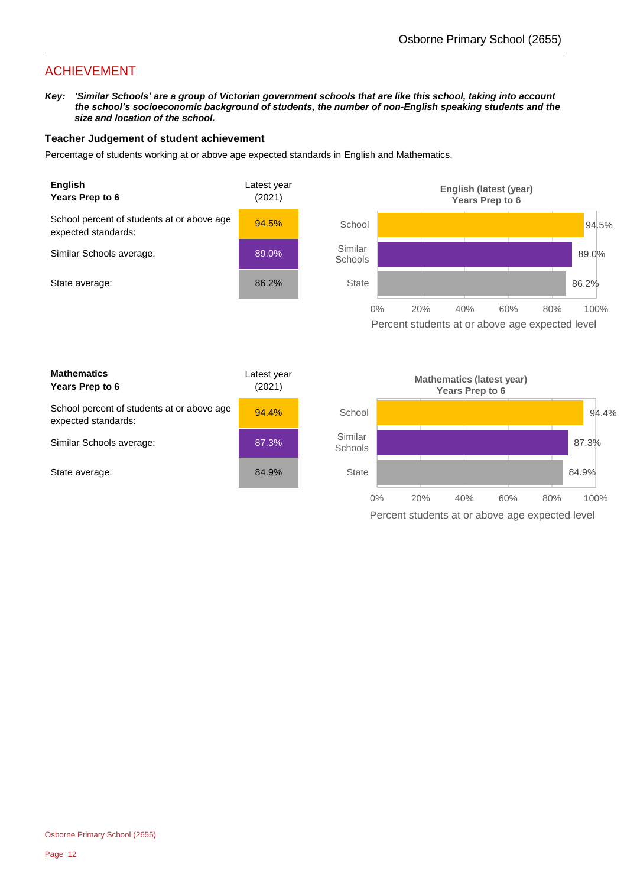## ACHIEVEMENT

***Key:** 'Similar Schools' are a group of Victorian government schools that are like this school, taking into account the school's socioeconomic background of students, the number of non-English speaking students and the size and location of the school.*

### Teacher Judgement of student achievement

Percentage of students working at or above age expected standards in English and Mathematics.

| **English Years Prep to 6** | Latest year (2021) |
|---|---|
| School percent of students at or above age expected standards: | 94.5% |
| Similar Schools average: | 89.0% |
| State average: | 86.2% |

**English (latest (year) Years Prep to 6**

| | Percent students at or above age expected level |
|---|---|
| School | 94.5% |
| Similar Schools | 89.0% |
| State | 86.2% |

| **Mathematics Years Prep to 6** | Latest year (2021) |
|---|---|
| School percent of students at or above age expected standards: | 94.4% |
| Similar Schools average: | 87.3% |
| State average: | 84.9% |

**Mathematics (latest year) Years Prep to 6**

| | Percent students at or above age expected level |
|---|---|
| School | 94.4% |
| Similar Schools | 87.3% |
| State | 84.9% |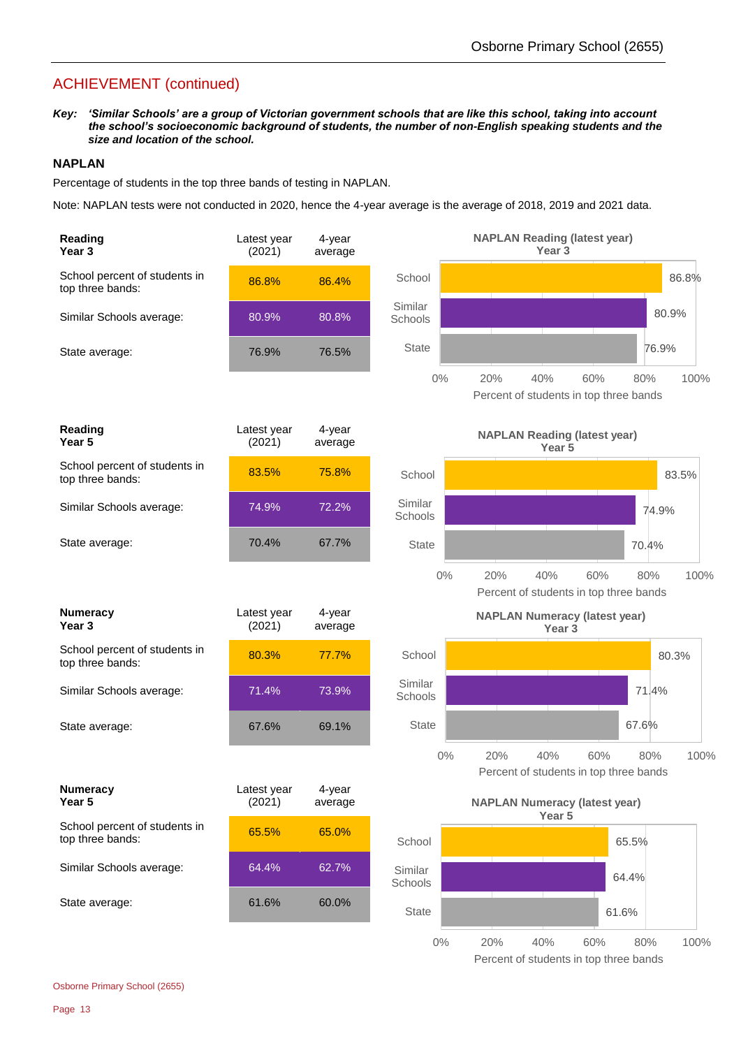## ACHIEVEMENT (continued)

***Key:*** ***'Similar Schools' are a group of Victorian government schools that are like this school, taking into account the school's socioeconomic background of students, the number of non-English speaking students and the size and location of the school.***

### NAPLAN

Percentage of students in the top three bands of testing in NAPLAN.

Note: NAPLAN tests were not conducted in 2020, hence the 4-year average is the average of 2018, 2019 and 2021 data.

| **Reading Year 3** | Latest year (2021) | 4-year average |
|---|---|---|
| School percent of students in top three bands: | 86.8% | 86.4% |
| Similar Schools average: | 80.9% | 80.8% |
| State average: | 76.9% | 76.5% |

**NAPLAN Reading (latest year) Year 3**

| | Percent of students in top three bands |
|---|---|
| School | 86.8% |
| Similar Schools | 80.9% |
| State | 76.9% |

| **Reading Year 5** | Latest year (2021) | 4-year average |
|---|---|---|
| School percent of students in top three bands: | 83.5% | 75.8% |
| Similar Schools average: | 74.9% | 72.2% |
| State average: | 70.4% | 67.7% |

**NAPLAN Reading (latest year) Year 5**

| | Percent of students in top three bands |
|---|---|
| School | 83.5% |
| Similar Schools | 74.9% |
| State | 70.4% |

| **Numeracy Year 3** | Latest year (2021) | 4-year average |
|---|---|---|
| School percent of students in top three bands: | 80.3% | 77.7% |
| Similar Schools average: | 71.4% | 73.9% |
| State average: | 67.6% | 69.1% |

**NAPLAN Numeracy (latest year) Year 3**

| | Percent of students in top three bands |
|---|---|
| School | 80.3% |
| Similar Schools | 71.4% |
| State | 67.6% |

| **Numeracy Year 5** | Latest year (2021) | 4-year average |
|---|---|---|
| School percent of students in top three bands: | 65.5% | 65.0% |
| Similar Schools average: | 64.4% | 62.7% |
| State average: | 61.6% | 60.0% |

**NAPLAN Numeracy (latest year) Year 5**

| | Percent of students in top three bands |
|---|---|
| School | 65.5% |
| Similar Schools | 64.4% |
| State | 61.6% |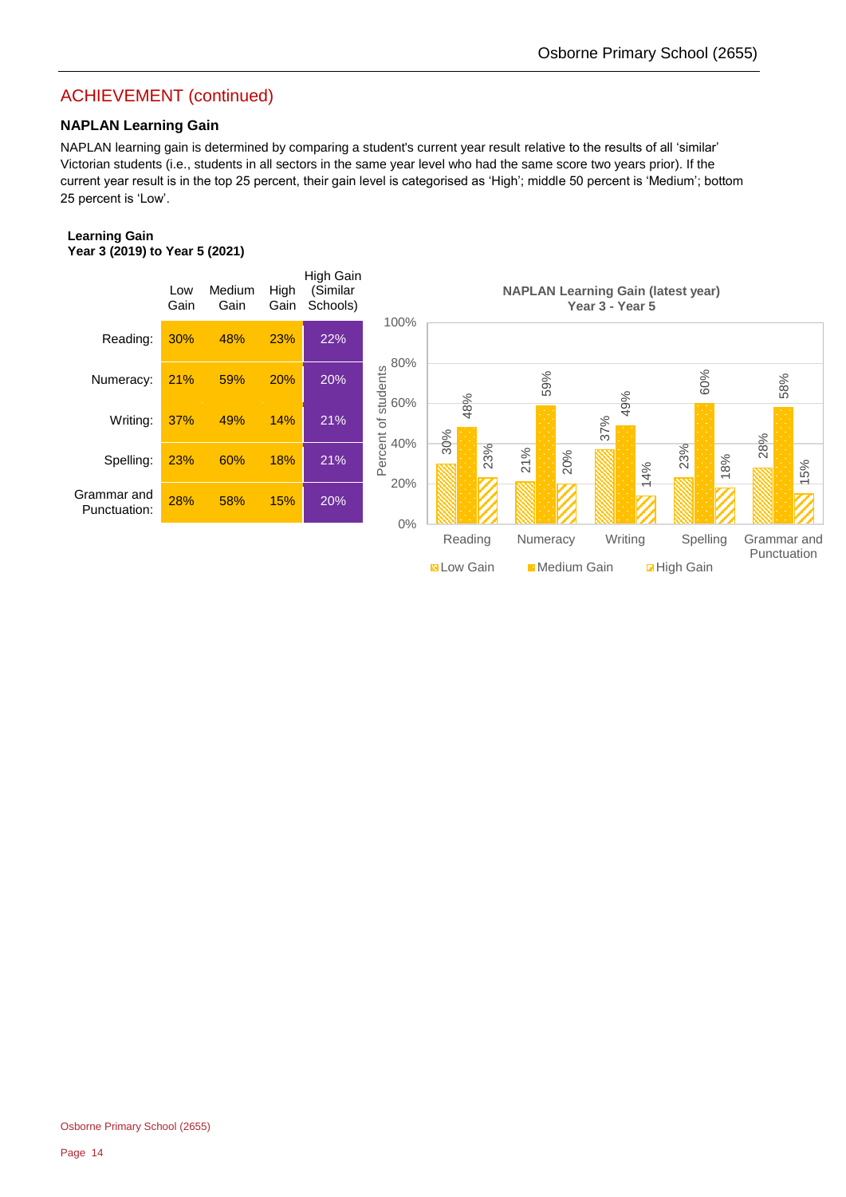## ACHIEVEMENT (continued)

### NAPLAN Learning Gain

NAPLAN learning gain is determined by comparing a student's current year result relative to the results of all 'similar' Victorian students (i.e., students in all sectors in the same year level who had the same score two years prior). If the current year result is in the top 25 percent, their gain level is categorised as 'High'; middle 50 percent is 'Medium'; bottom 25 percent is 'Low'.

**Learning Gain**
**Year 3 (2019) to Year 5 (2021)**

| | Low Gain | Medium Gain | High Gain | High Gain (Similar Schools) |
|---|---|---|---|---|
| Reading: | 30% | 48% | 23% | 22% |
| Numeracy: | 21% | 59% | 20% | 20% |
| Writing: | 37% | 49% | 14% | 21% |
| Spelling: | 23% | 60% | 18% | 21% |
| Grammar and Punctuation: | 28% | 58% | 15% | 20% |

**NAPLAN Learning Gain (latest year)**
**Year 3 - Year 5**

| | Low Gain | Medium Gain | High Gain |
|---|---|---|---|
| Reading | 30% | 48% | 23% |
| Numeracy | 21% | 59% | 20% |
| Writing | 37% | 49% | 14% |
| Spelling | 23% | 60% | 18% |
| Grammar and Punctuation | 28% | 58% | 15% |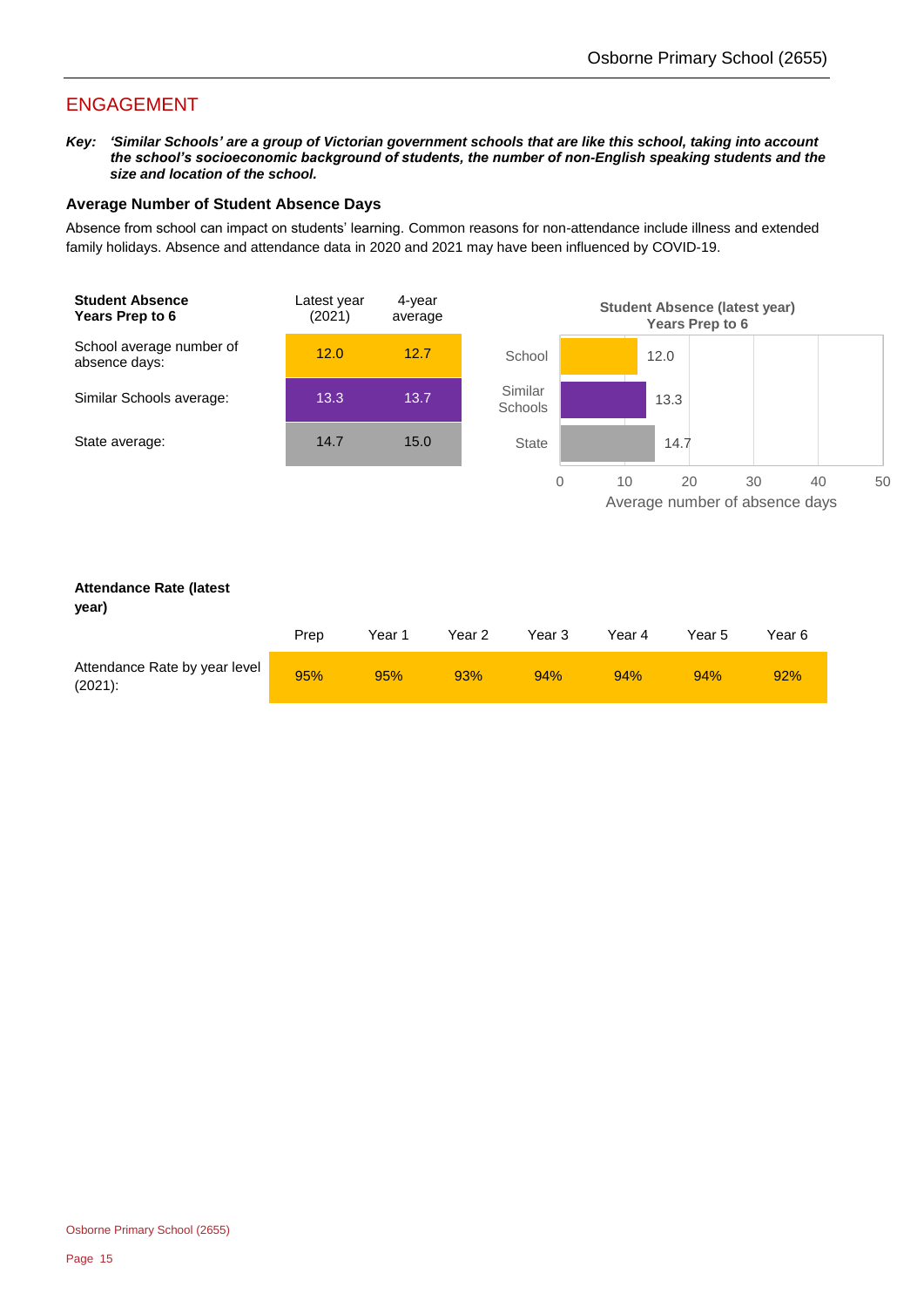## ENGAGEMENT

***Key:** 'Similar Schools' are a group of Victorian government schools that are like this school, taking into account the school's socioeconomic background of students, the number of non-English speaking students and the size and location of the school.*

### Average Number of Student Absence Days

Absence from school can impact on students' learning. Common reasons for non-attendance include illness and extended family holidays. Absence and attendance data in 2020 and 2021 may have been influenced by COVID-19.

| **Student Absence Years Prep to 6** | Latest year (2021) | 4-year average |
|---|---|---|
| School average number of absence days: | 12.0 | 12.7 |
| Similar Schools average: | 13.3 | 13.7 |
| State average: | 14.7 | 15.0 |

**Student Absence (latest year) Years Prep to 6**

| | Average number of absence days |
|---|---|
| School | 12.0 |
| Similar Schools | 13.3 |
| State | 14.7 |

**Attendance Rate (latest year)**

| | Prep | Year 1 | Year 2 | Year 3 | Year 4 | Year 5 | Year 6 |
|---|---|---|---|---|---|---|---|
| Attendance Rate by year level (2021): | 95% | 95% | 93% | 94% | 94% | 94% | 92% |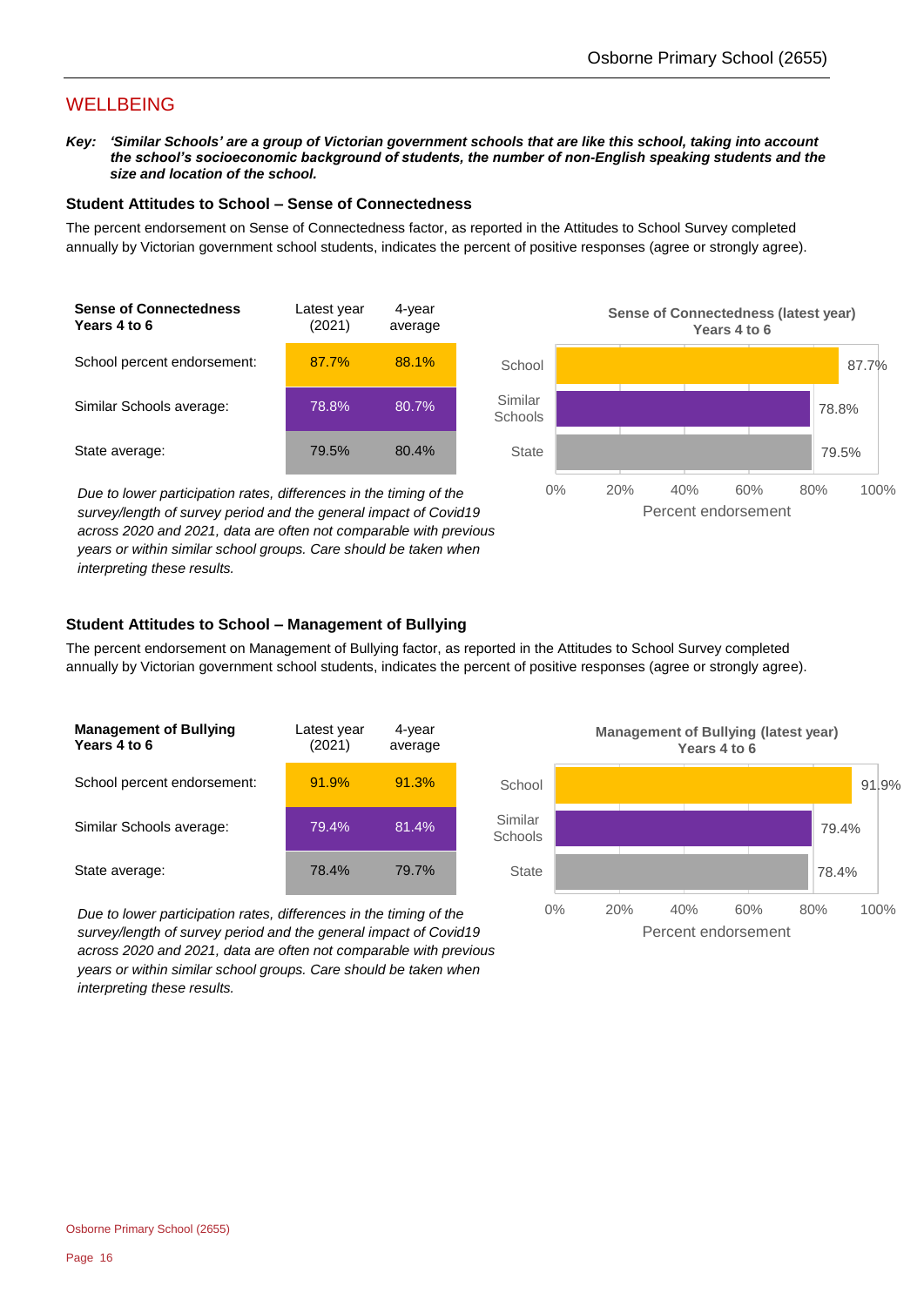## WELLBEING

***Key:** 'Similar Schools' are a group of Victorian government schools that are like this school, taking into account the school's socioeconomic background of students, the number of non-English speaking students and the size and location of the school.*

### Student Attitudes to School – Sense of Connectedness

The percent endorsement on Sense of Connectedness factor, as reported in the Attitudes to School Survey completed annually by Victorian government school students, indicates the percent of positive responses (agree or strongly agree).

| **Sense of Connectedness Years 4 to 6** | Latest year (2021) | 4-year average |
|---|---|---|
| School percent endorsement: | 87.7% | 88.1% |
| Similar Schools average: | 78.8% | 80.7% |
| State average: | 79.5% | 80.4% |

*Due to lower participation rates, differences in the timing of the survey/length of survey period and the general impact of Covid19 across 2020 and 2021, data are often not comparable with previous years or within similar school groups. Care should be taken when interpreting these results.*

**Sense of Connectedness (latest year) Years 4 to 6**

| | Percent endorsement |
|---|---|
| School | 87.7% |
| Similar Schools | 78.8% |
| State | 79.5% |

### Student Attitudes to School – Management of Bullying

The percent endorsement on Management of Bullying factor, as reported in the Attitudes to School Survey completed annually by Victorian government school students, indicates the percent of positive responses (agree or strongly agree).

| **Management of Bullying Years 4 to 6** | Latest year (2021) | 4-year average |
|---|---|---|
| School percent endorsement: | 91.9% | 91.3% |
| Similar Schools average: | 79.4% | 81.4% |
| State average: | 78.4% | 79.7% |

*Due to lower participation rates, differences in the timing of the survey/length of survey period and the general impact of Covid19 across 2020 and 2021, data are often not comparable with previous years or within similar school groups. Care should be taken when interpreting these results.*

**Management of Bullying (latest year) Years 4 to 6**

| | Percent endorsement |
|---|---|
| School | 91.9% |
| Similar Schools | 79.4% |
| State | 78.4% |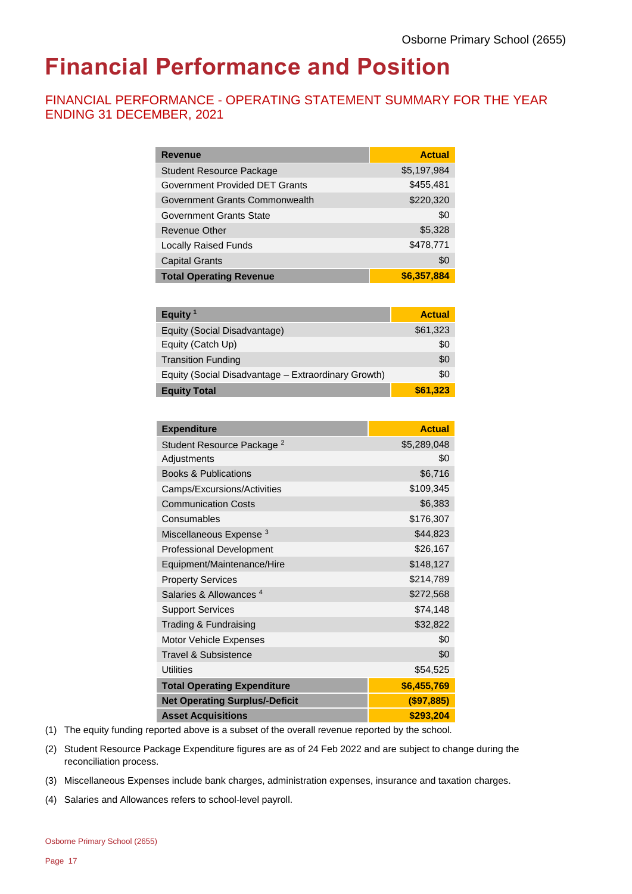# Financial Performance and Position

## FINANCIAL PERFORMANCE - OPERATING STATEMENT SUMMARY FOR THE YEAR ENDING 31 DECEMBER, 2021

| Revenue | Actual |
|---|---|
| Student Resource Package | $5,197,984 |
| Government Provided DET Grants | $455,481 |
| Government Grants Commonwealth | $220,320 |
| Government Grants State | $0 |
| Revenue Other | $5,328 |
| Locally Raised Funds | $478,771 |
| Capital Grants | $0 |
| **Total Operating Revenue** | **$6,357,884** |

| Equity [1] | Actual |
|---|---|
| Equity (Social Disadvantage) | $61,323 |
| Equity (Catch Up) | $0 |
| Transition Funding | $0 |
| Equity (Social Disadvantage – Extraordinary Growth) | $0 |
| **Equity Total** | **$61,323** |

| Expenditure | Actual |
|---|---|
| Student Resource Package [2] | $5,289,048 |
| Adjustments | $0 |
| Books & Publications | $6,716 |
| Camps/Excursions/Activities | $109,345 |
| Communication Costs | $6,383 |
| Consumables | $176,307 |
| Miscellaneous Expense [3] | $44,823 |
| Professional Development | $26,167 |
| Equipment/Maintenance/Hire | $148,127 |
| Property Services | $214,789 |
| Salaries & Allowances [4] | $272,568 |
| Support Services | $74,148 |
| Trading & Fundraising | $32,822 |
| Motor Vehicle Expenses | $0 |
| Travel & Subsistence | $0 |
| Utilities | $54,525 |
| **Total Operating Expenditure** | **$6,455,769** |
| **Net Operating Surplus/-Deficit** | **($97,885)** |
| **Asset Acquisitions** | **$293,204** |

(1) The equity funding reported above is a subset of the overall revenue reported by the school.

(2) Student Resource Package Expenditure figures are as of 24 Feb 2022 and are subject to change during the reconciliation process.

(3) Miscellaneous Expenses include bank charges, administration expenses, insurance and taxation charges.

(4) Salaries and Allowances refers to school-level payroll.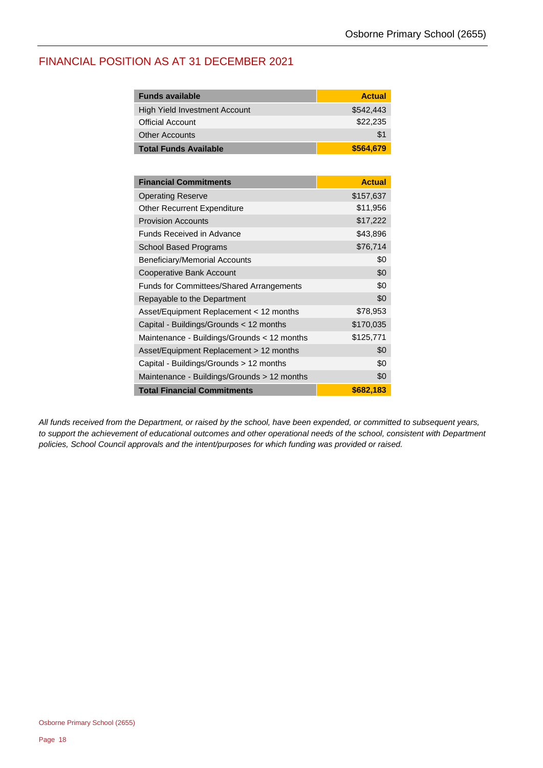## FINANCIAL POSITION AS AT 31 DECEMBER 2021

| Funds available | Actual |
|---|---|
| High Yield Investment Account | $542,443 |
| Official Account | $22,235 |
| Other Accounts | $1 |
| **Total Funds Available** | **$564,679** |

| Financial Commitments | Actual |
|---|---|
| Operating Reserve | $157,637 |
| Other Recurrent Expenditure | $11,956 |
| Provision Accounts | $17,222 |
| Funds Received in Advance | $43,896 |
| School Based Programs | $76,714 |
| Beneficiary/Memorial Accounts | $0 |
| Cooperative Bank Account | $0 |
| Funds for Committees/Shared Arrangements | $0 |
| Repayable to the Department | $0 |
| Asset/Equipment Replacement < 12 months | $78,953 |
| Capital - Buildings/Grounds < 12 months | $170,035 |
| Maintenance - Buildings/Grounds < 12 months | $125,771 |
| Asset/Equipment Replacement > 12 months | $0 |
| Capital - Buildings/Grounds > 12 months | $0 |
| Maintenance - Buildings/Grounds > 12 months | $0 |
| **Total Financial Commitments** | **$682,183** |

*All funds received from the Department, or raised by the school, have been expended, or committed to subsequent years, to support the achievement of educational outcomes and other operational needs of the school, consistent with Department policies, School Council approvals and the intent/purposes for which funding was provided or raised.*